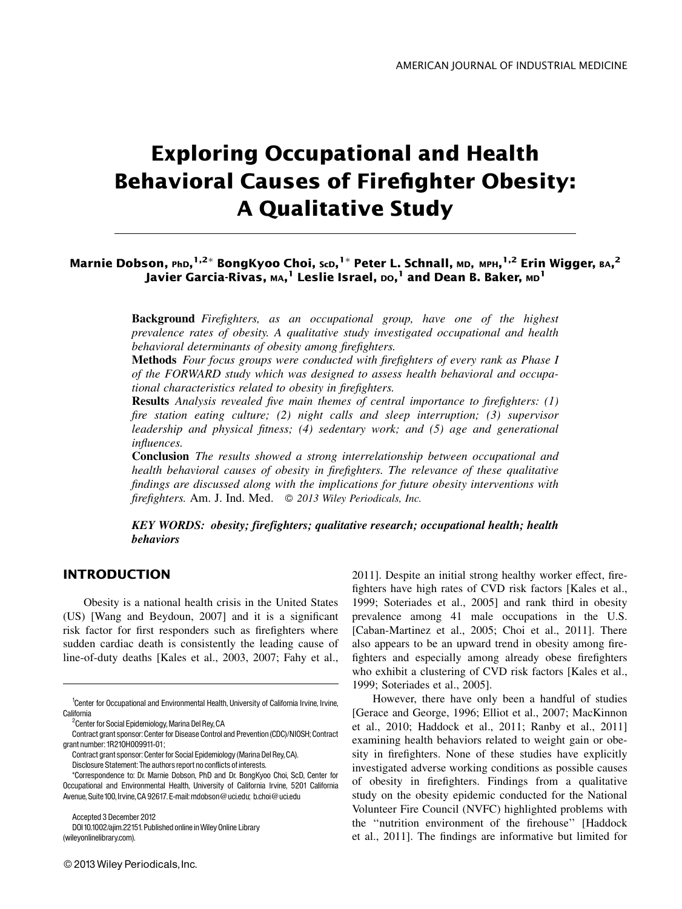# Exploring Occupational and Health Behavioral Causes of Firefighter Obesity: A Qualitative Study

**Marnie Dobson, PhD,[1,2]* BongKyoo Choi, ScD,[1]* Peter L. Schnall, MD, MPH,[1,2] Erin Wigger, BA,[2] Javier Garcia-Rivas, MA,[1] Leslie Israel, DO,[1] and Dean B. Baker, MD[1]**

**Background** *Firefighters, as an occupational group, have one of the highest prevalence rates of obesity. A qualitative study investigated occupational and health behavioral determinants of obesity among firefighters.*

**Methods** *Four focus groups were conducted with firefighters of every rank as Phase I of the FORWARD study which was designed to assess health behavioral and occupational characteristics related to obesity in firefighters.*

**Results** *Analysis revealed five main themes of central importance to firefighters: (1) fire station eating culture; (2) night calls and sleep interruption; (3) supervisor leadership and physical fitness; (4) sedentary work; and (5) age and generational influences.*

**Conclusion** *The results showed a strong interrelationship between occupational and health behavioral causes of obesity in firefighters. The relevance of these qualitative findings are discussed along with the implications for future obesity interventions with firefighters.* Am. J. Ind. Med. *© 2013 Wiley Periodicals, Inc.*

***KEY WORDS: obesity; firefighters; qualitative research; occupational health; health behaviors***

## INTRODUCTION

Obesity is a national health crisis in the United States (US) [Wang and Beydoun, 2007] and it is a significant risk factor for first responders such as firefighters where sudden cardiac death is consistently the leading cause of line-of-duty deaths [Kales et al., 2003, 2007; Fahy et al., 2011]. Despite an initial strong healthy worker effect, firefighters have high rates of CVD risk factors [Kales et al., 1999; Soteriades et al., 2005] and rank third in obesity prevalence among 41 male occupations in the U.S. [Caban-Martinez et al., 2005; Choi et al., 2011]. There also appears to be an upward trend in obesity among firefighters and especially among already obese firefighters who exhibit a clustering of CVD risk factors [Kales et al., 1999; Soteriades et al., 2005].

However, there have only been a handful of studies [Gerace and George, 1996; Elliot et al., 2007; MacKinnon et al., 2010; Haddock et al., 2011; Ranby et al., 2011] examining health behaviors related to weight gain or obesity in firefighters. None of these studies have explicitly investigated adverse working conditions as possible causes of obesity in firefighters. Findings from a qualitative study on the obesity epidemic conducted for the National Volunteer Fire Council (NVFC) highlighted problems with the ''nutrition environment of the firehouse'' [Haddock et al., 2011]. The findings are informative but limited for

---

[1]Center for Occupational and Environmental Health, University of California Irvine, Irvine, California

[2]Center for Social Epidemiology, Marina Del Rey, CA

Contract grant sponsor: Center for Disease Control and Prevention (CDC)/NIOSH; Contract grant number: 1R21OH009911-01;

Contract grant sponsor: Center for Social Epidemiology (Marina Del Rey, CA).

Disclosure Statement: The authors report no conflicts of interests.

*Correspondence to: Dr. Marnie Dobson, PhD and Dr. BongKyoo Choi, ScD, Center for Occupational and Environmental Health, University of California Irvine, 5201 California Avenue, Suite 100, Irvine, CA 92617. E-mail: mdobson@uci.edu; b.choi@uci.edu

Accepted 3 December 2012

DOI 10.1002/ajim.22151. Published online in Wiley Online Library (wileyonlinelibrary.com).

© 2013 Wiley Periodicals, Inc.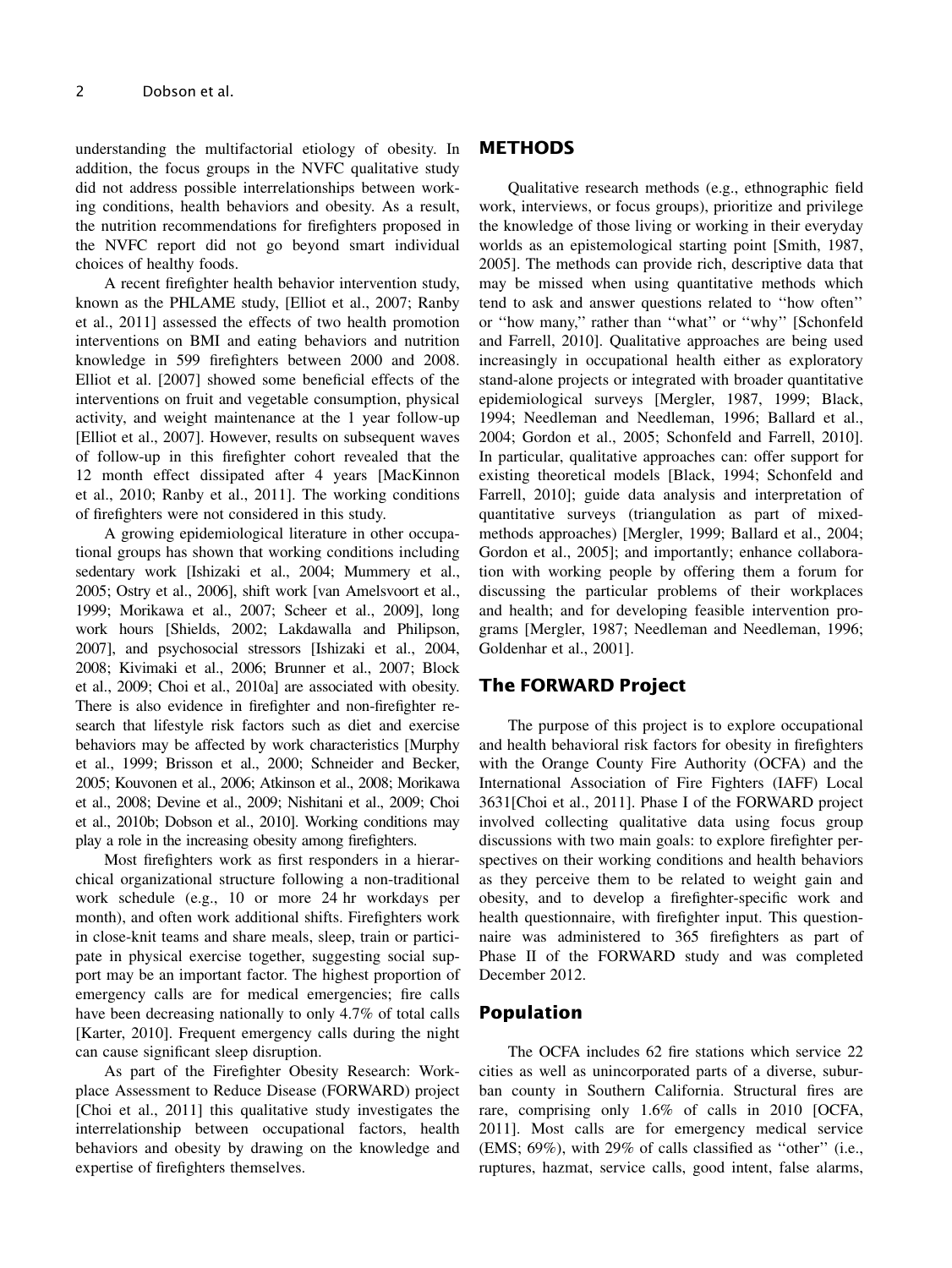understanding the multifactorial etiology of obesity. In addition, the focus groups in the NVFC qualitative study did not address possible interrelationships between working conditions, health behaviors and obesity. As a result, the nutrition recommendations for firefighters proposed in the NVFC report did not go beyond smart individual choices of healthy foods.

A recent firefighter health behavior intervention study, known as the PHLAME study, [Elliot et al., 2007; Ranby et al., 2011] assessed the effects of two health promotion interventions on BMI and eating behaviors and nutrition knowledge in 599 firefighters between 2000 and 2008. Elliot et al. [2007] showed some beneficial effects of the interventions on fruit and vegetable consumption, physical activity, and weight maintenance at the 1 year follow-up [Elliot et al., 2007]. However, results on subsequent waves of follow-up in this firefighter cohort revealed that the 12 month effect dissipated after 4 years [MacKinnon et al., 2010; Ranby et al., 2011]. The working conditions of firefighters were not considered in this study.

A growing epidemiological literature in other occupational groups has shown that working conditions including sedentary work [Ishizaki et al., 2004; Mummery et al., 2005; Ostry et al., 2006], shift work [van Amelsvoort et al., 1999; Morikawa et al., 2007; Scheer et al., 2009], long work hours [Shields, 2002; Lakdawalla and Philipson, 2007], and psychosocial stressors [Ishizaki et al., 2004, 2008; Kivimaki et al., 2006; Brunner et al., 2007; Block et al., 2009; Choi et al., 2010a] are associated with obesity. There is also evidence in firefighter and non-firefighter research that lifestyle risk factors such as diet and exercise behaviors may be affected by work characteristics [Murphy et al., 1999; Brisson et al., 2000; Schneider and Becker, 2005; Kouvonen et al., 2006; Atkinson et al., 2008; Morikawa et al., 2008; Devine et al., 2009; Nishitani et al., 2009; Choi et al., 2010b; Dobson et al., 2010]. Working conditions may play a role in the increasing obesity among firefighters.

Most firefighters work as first responders in a hierarchical organizational structure following a non-traditional work schedule (e.g., 10 or more 24 hr workdays per month), and often work additional shifts. Firefighters work in close-knit teams and share meals, sleep, train or participate in physical exercise together, suggesting social support may be an important factor. The highest proportion of emergency calls are for medical emergencies; fire calls have been decreasing nationally to only 4.7% of total calls [Karter, 2010]. Frequent emergency calls during the night can cause significant sleep disruption.

As part of the Firefighter Obesity Research: Workplace Assessment to Reduce Disease (FORWARD) project [Choi et al., 2011] this qualitative study investigates the interrelationship between occupational factors, health behaviors and obesity by drawing on the knowledge and expertise of firefighters themselves.

## METHODS

Qualitative research methods (e.g., ethnographic field work, interviews, or focus groups), prioritize and privilege the knowledge of those living or working in their everyday worlds as an epistemological starting point [Smith, 1987, 2005]. The methods can provide rich, descriptive data that may be missed when using quantitative methods which tend to ask and answer questions related to ''how often'' or ''how many,'' rather than ''what'' or ''why'' [Schonfeld and Farrell, 2010]. Qualitative approaches are being used increasingly in occupational health either as exploratory stand-alone projects or integrated with broader quantitative epidemiological surveys [Mergler, 1987, 1999; Black, 1994; Needleman and Needleman, 1996; Ballard et al., 2004; Gordon et al., 2005; Schonfeld and Farrell, 2010]. In particular, qualitative approaches can: offer support for existing theoretical models [Black, 1994; Schonfeld and Farrell, 2010]; guide data analysis and interpretation of quantitative surveys (triangulation as part of mixed-methods approaches) [Mergler, 1999; Ballard et al., 2004; Gordon et al., 2005]; and importantly; enhance collaboration with working people by offering them a forum for discussing the particular problems of their workplaces and health; and for developing feasible intervention programs [Mergler, 1987; Needleman and Needleman, 1996; Goldenhar et al., 2001].

### The FORWARD Project

The purpose of this project is to explore occupational and health behavioral risk factors for obesity in firefighters with the Orange County Fire Authority (OCFA) and the International Association of Fire Fighters (IAFF) Local 3631[Choi et al., 2011]. Phase I of the FORWARD project involved collecting qualitative data using focus group discussions with two main goals: to explore firefighter perspectives on their working conditions and health behaviors as they perceive them to be related to weight gain and obesity, and to develop a firefighter-specific work and health questionnaire, with firefighter input. This questionnaire was administered to 365 firefighters as part of Phase II of the FORWARD study and was completed December 2012.

### Population

The OCFA includes 62 fire stations which service 22 cities as well as unincorporated parts of a diverse, suburban county in Southern California. Structural fires are rare, comprising only 1.6% of calls in 2010 [OCFA, 2011]. Most calls are for emergency medical service (EMS; 69%), with 29% of calls classified as ''other'' (i.e., ruptures, hazmat, service calls, good intent, false alarms,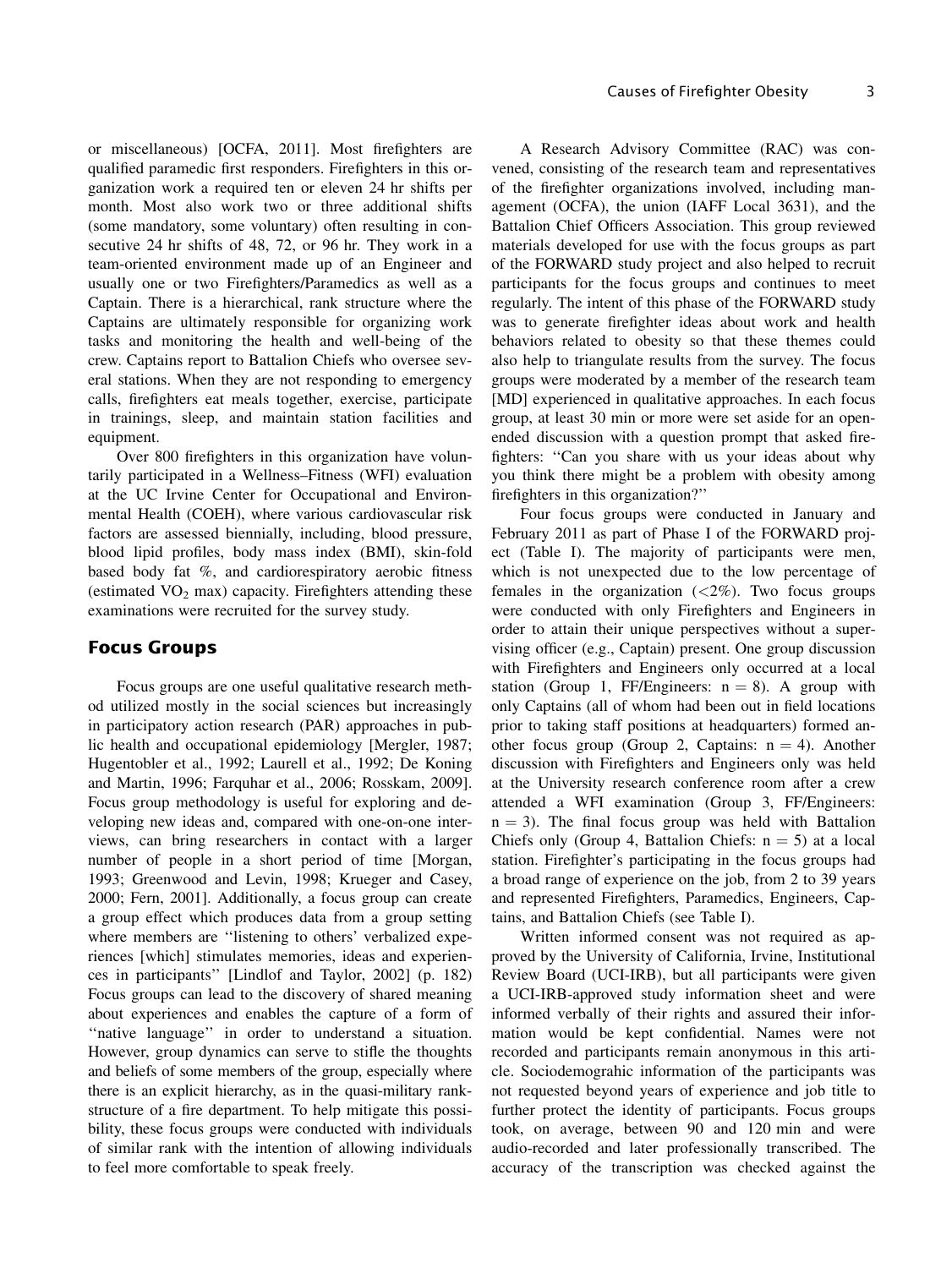or miscellaneous) [OCFA, 2011]. Most firefighters are qualified paramedic first responders. Firefighters in this organization work a required ten or eleven 24 hr shifts per month. Most also work two or three additional shifts (some mandatory, some voluntary) often resulting in consecutive 24 hr shifts of 48, 72, or 96 hr. They work in a team-oriented environment made up of an Engineer and usually one or two Firefighters/Paramedics as well as a Captain. There is a hierarchical, rank structure where the Captains are ultimately responsible for organizing work tasks and monitoring the health and well-being of the crew. Captains report to Battalion Chiefs who oversee several stations. When they are not responding to emergency calls, firefighters eat meals together, exercise, participate in trainings, sleep, and maintain station facilities and equipment.

Over 800 firefighters in this organization have voluntarily participated in a Wellness–Fitness (WFI) evaluation at the UC Irvine Center for Occupational and Environmental Health (COEH), where various cardiovascular risk factors are assessed biennially, including, blood pressure, blood lipid profiles, body mass index (BMI), skin-fold based body fat %, and cardiorespiratory aerobic fitness (estimated $VO_2$ max) capacity. Firefighters attending these examinations were recruited for the survey study.

## Focus Groups

Focus groups are one useful qualitative research method utilized mostly in the social sciences but increasingly in participatory action research (PAR) approaches in public health and occupational epidemiology [Mergler, 1987; Hugentobler et al., 1992; Laurell et al., 1992; De Koning and Martin, 1996; Farquhar et al., 2006; Rosskam, 2009]. Focus group methodology is useful for exploring and developing new ideas and, compared with one-on-one interviews, can bring researchers in contact with a larger number of people in a short period of time [Morgan, 1993; Greenwood and Levin, 1998; Krueger and Casey, 2000; Fern, 2001]. Additionally, a focus group can create a group effect which produces data from a group setting where members are ''listening to others' verbalized experiences [which] stimulates memories, ideas and experiences in participants'' [Lindlof and Taylor, 2002] (p. 182) Focus groups can lead to the discovery of shared meaning about experiences and enables the capture of a form of ''native language'' in order to understand a situation. However, group dynamics can serve to stifle the thoughts and beliefs of some members of the group, especially where there is an explicit hierarchy, as in the quasi-military rank-structure of a fire department. To help mitigate this possibility, these focus groups were conducted with individuals of similar rank with the intention of allowing individuals to feel more comfortable to speak freely.

A Research Advisory Committee (RAC) was convened, consisting of the research team and representatives of the firefighter organizations involved, including management (OCFA), the union (IAFF Local 3631), and the Battalion Chief Officers Association. This group reviewed materials developed for use with the focus groups as part of the FORWARD study project and also helped to recruit participants for the focus groups and continues to meet regularly. The intent of this phase of the FORWARD study was to generate firefighter ideas about work and health behaviors related to obesity so that these themes could also help to triangulate results from the survey. The focus groups were moderated by a member of the research team [MD] experienced in qualitative approaches. In each focus group, at least 30 min or more were set aside for an open-ended discussion with a question prompt that asked firefighters: ''Can you share with us your ideas about why you think there might be a problem with obesity among firefighters in this organization?''

Four focus groups were conducted in January and February 2011 as part of Phase I of the FORWARD project (Table I). The majority of participants were men, which is not unexpected due to the low percentage of females in the organization (<2%). Two focus groups were conducted with only Firefighters and Engineers in order to attain their unique perspectives without a supervising officer (e.g., Captain) present. One group discussion with Firefighters and Engineers only occurred at a local station (Group 1, FF/Engineers: n = 8). A group with only Captains (all of whom had been out in field locations prior to taking staff positions at headquarters) formed another focus group (Group 2, Captains: n = 4). Another discussion with Firefighters and Engineers only was held at the University research conference room after a crew attended a WFI examination (Group 3, FF/Engineers: n = 3). The final focus group was held with Battalion Chiefs only (Group 4, Battalion Chiefs: n = 5) at a local station. Firefighter's participating in the focus groups had a broad range of experience on the job, from 2 to 39 years and represented Firefighters, Paramedics, Engineers, Captains, and Battalion Chiefs (see Table I).

Written informed consent was not required as approved by the University of California, Irvine, Institutional Review Board (UCI-IRB), but all participants were given a UCI-IRB-approved study information sheet and were informed verbally of their rights and assured their information would be kept confidential. Names were not recorded and participants remain anonymous in this article. Sociodemograhic information of the participants was not requested beyond years of experience and job title to further protect the identity of participants. Focus groups took, on average, between 90 and 120 min and were audio-recorded and later professionally transcribed. The accuracy of the transcription was checked against the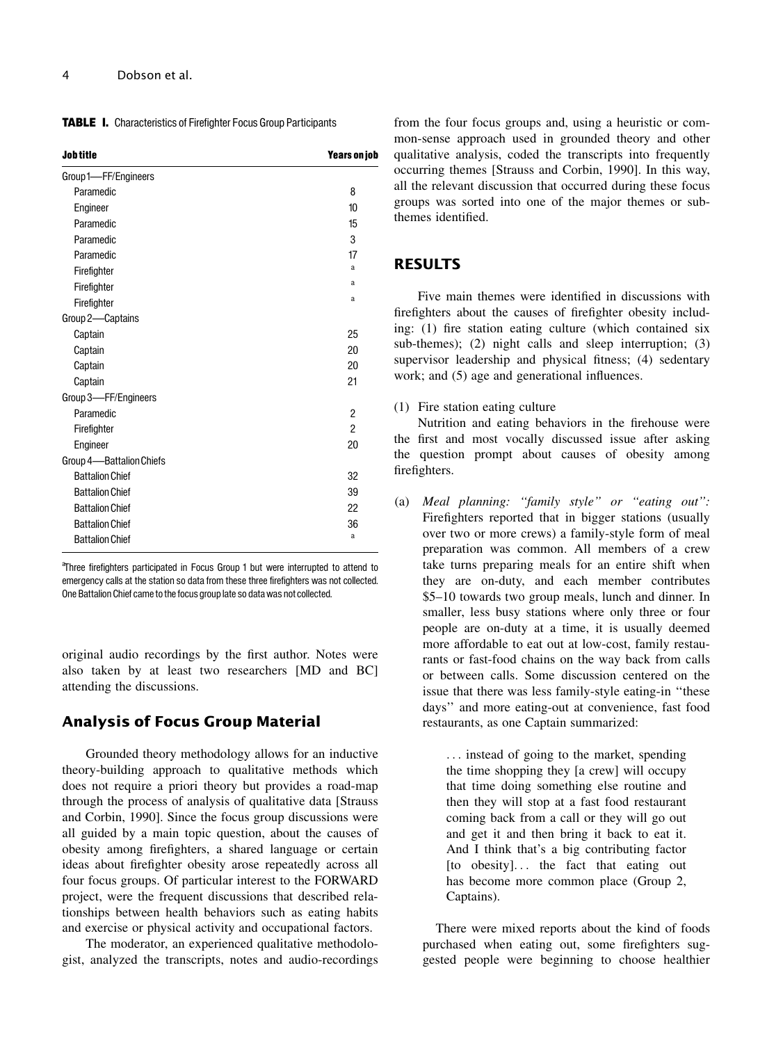**TABLE I.** Characteristics of Firefighter Focus Group Participants

| Job title | Years on job |
|---|---|
| Group 1—FF/Engineers | |
| Paramedic | 8 |
| Engineer | 10 |
| Paramedic | 15 |
| Paramedic | 3 |
| Paramedic | 17 |
| Firefighter | a |
| Firefighter | a |
| Firefighter | a |
| Group 2—Captains | |
| Captain | 25 |
| Captain | 20 |
| Captain | 20 |
| Captain | 21 |
| Group 3—FF/Engineers | |
| Paramedic | 2 |
| Firefighter | 2 |
| Engineer | 20 |
| Group 4—Battalion Chiefs | |
| Battalion Chief | 32 |
| Battalion Chief | 39 |
| Battalion Chief | 22 |
| Battalion Chief | 36 |
| Battalion Chief | a |

[a]Three firefighters participated in Focus Group 1 but were interrupted to attend to emergency calls at the station so data from these three firefighters was not collected. One Battalion Chief came to the focus group late so data was not collected.

original audio recordings by the first author. Notes were also taken by at least two researchers [MD and BC] attending the discussions.

## Analysis of Focus Group Material

Grounded theory methodology allows for an inductive theory-building approach to qualitative methods which does not require a priori theory but provides a road-map through the process of analysis of qualitative data [Strauss and Corbin, 1990]. Since the focus group discussions were all guided by a main topic question, about the causes of obesity among firefighters, a shared language or certain ideas about firefighter obesity arose repeatedly across all four focus groups. Of particular interest to the FORWARD project, were the frequent discussions that described relationships between health behaviors such as eating habits and exercise or physical activity and occupational factors.

The moderator, an experienced qualitative methodologist, analyzed the transcripts, notes and audio-recordings from the four focus groups and, using a heuristic or common-sense approach used in grounded theory and other qualitative analysis, coded the transcripts into frequently occurring themes [Strauss and Corbin, 1990]. In this way, all the relevant discussion that occurred during these focus groups was sorted into one of the major themes or sub-themes identified.

# RESULTS

Five main themes were identified in discussions with firefighters about the causes of firefighter obesity including: (1) fire station eating culture (which contained six sub-themes); (2) night calls and sleep interruption; (3) supervisor leadership and physical fitness; (4) sedentary work; and (5) age and generational influences.

(1) Fire station eating culture

Nutrition and eating behaviors in the firehouse were the first and most vocally discussed issue after asking the question prompt about causes of obesity among firefighters.

(a) *Meal planning: "family style" or "eating out":* Firefighters reported that in bigger stations (usually over two or more crews) a family-style form of meal preparation was common. All members of a crew take turns preparing meals for an entire shift when they are on-duty, and each member contributes \$5–10 towards two group meals, lunch and dinner. In smaller, less busy stations where only three or four people are on-duty at a time, it is usually deemed more affordable to eat out at low-cost, family restaurants or fast-food chains on the way back from calls or between calls. Some discussion centered on the issue that there was less family-style eating-in "these days" and more eating-out at convenience, fast food restaurants, as one Captain summarized:

> . . . instead of going to the market, spending the time shopping they [a crew] will occupy that time doing something else routine and then they will stop at a fast food restaurant coming back from a call or they will go out and get it and then bring it back to eat it. And I think that's a big contributing factor [to obesity]. . . the fact that eating out has become more common place (Group 2, Captains).

There were mixed reports about the kind of foods purchased when eating out, some firefighters suggested people were beginning to choose healthier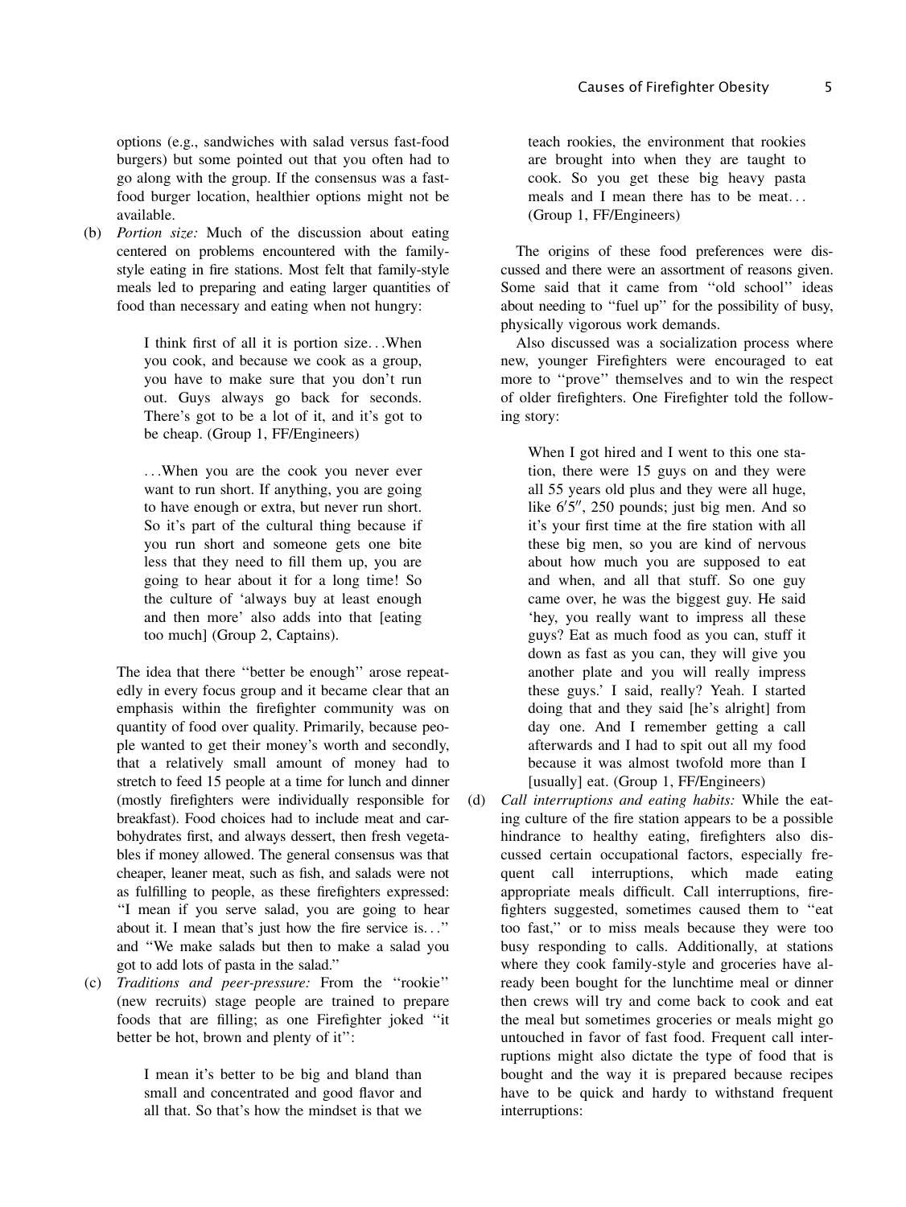options (e.g., sandwiches with salad versus fast-food burgers) but some pointed out that you often had to go along with the group. If the consensus was a fast-food burger location, healthier options might not be available.

(b) *Portion size:* Much of the discussion about eating centered on problems encountered with the family-style eating in fire stations. Most felt that family-style meals led to preparing and eating larger quantities of food than necessary and eating when not hungry:

> I think first of all it is portion size…When you cook, and because we cook as a group, you have to make sure that you don't run out. Guys always go back for seconds. There's got to be a lot of it, and it's got to be cheap. (Group 1, FF/Engineers)

> …When you are the cook you never ever want to run short. If anything, you are going to have enough or extra, but never run short. So it's part of the cultural thing because if you run short and someone gets one bite less that they need to fill them up, you are going to hear about it for a long time! So the culture of 'always buy at least enough and then more' also adds into that [eating too much] (Group 2, Captains).

The idea that there ''better be enough'' arose repeatedly in every focus group and it became clear that an emphasis within the firefighter community was on quantity of food over quality. Primarily, because people wanted to get their money's worth and secondly, that a relatively small amount of money had to stretch to feed 15 people at a time for lunch and dinner (mostly firefighters were individually responsible for breakfast). Food choices had to include meat and carbohydrates first, and always dessert, then fresh vegetables if money allowed. The general consensus was that cheaper, leaner meat, such as fish, and salads were not as fulfilling to people, as these firefighters expressed: ''I mean if you serve salad, you are going to hear about it. I mean that's just how the fire service is…'' and ''We make salads but then to make a salad you got to add lots of pasta in the salad.''

(c) *Traditions and peer-pressure:* From the ''rookie'' (new recruits) stage people are trained to prepare foods that are filling; as one Firefighter joked ''it better be hot, brown and plenty of it'':

> I mean it's better to be big and bland than small and concentrated and good flavor and all that. So that's how the mindset is that we teach rookies, the environment that rookies are brought into when they are taught to cook. So you get these big heavy pasta meals and I mean there has to be meat… (Group 1, FF/Engineers)

The origins of these food preferences were discussed and there were an assortment of reasons given. Some said that it came from ''old school'' ideas about needing to ''fuel up'' for the possibility of busy, physically vigorous work demands.

Also discussed was a socialization process where new, younger Firefighters were encouraged to eat more to ''prove'' themselves and to win the respect of older firefighters. One Firefighter told the following story:

> When I got hired and I went to this one station, there were 15 guys on and they were all 55 years old plus and they were all huge, like 6′5″, 250 pounds; just big men. And so it's your first time at the fire station with all these big men, so you are kind of nervous about how much you are supposed to eat and when, and all that stuff. So one guy came over, he was the biggest guy. He said 'hey, you really want to impress all these guys? Eat as much food as you can, stuff it down as fast as you can, they will give you another plate and you will really impress these guys.' I said, really? Yeah. I started doing that and they said [he's alright] from day one. And I remember getting a call afterwards and I had to spit out all my food because it was almost twofold more than I [usually] eat. (Group 1, FF/Engineers)

(d) *Call interruptions and eating habits:* While the eating culture of the fire station appears to be a possible hindrance to healthy eating, firefighters also discussed certain occupational factors, especially frequent call interruptions, which made eating appropriate meals difficult. Call interruptions, firefighters suggested, sometimes caused them to ''eat too fast,'' or to miss meals because they were too busy responding to calls. Additionally, at stations where they cook family-style and groceries have already been bought for the lunchtime meal or dinner then crews will try and come back to cook and eat the meal but sometimes groceries or meals might go untouched in favor of fast food. Frequent call interruptions might also dictate the type of food that is bought and the way it is prepared because recipes have to be quick and hardy to withstand frequent interruptions: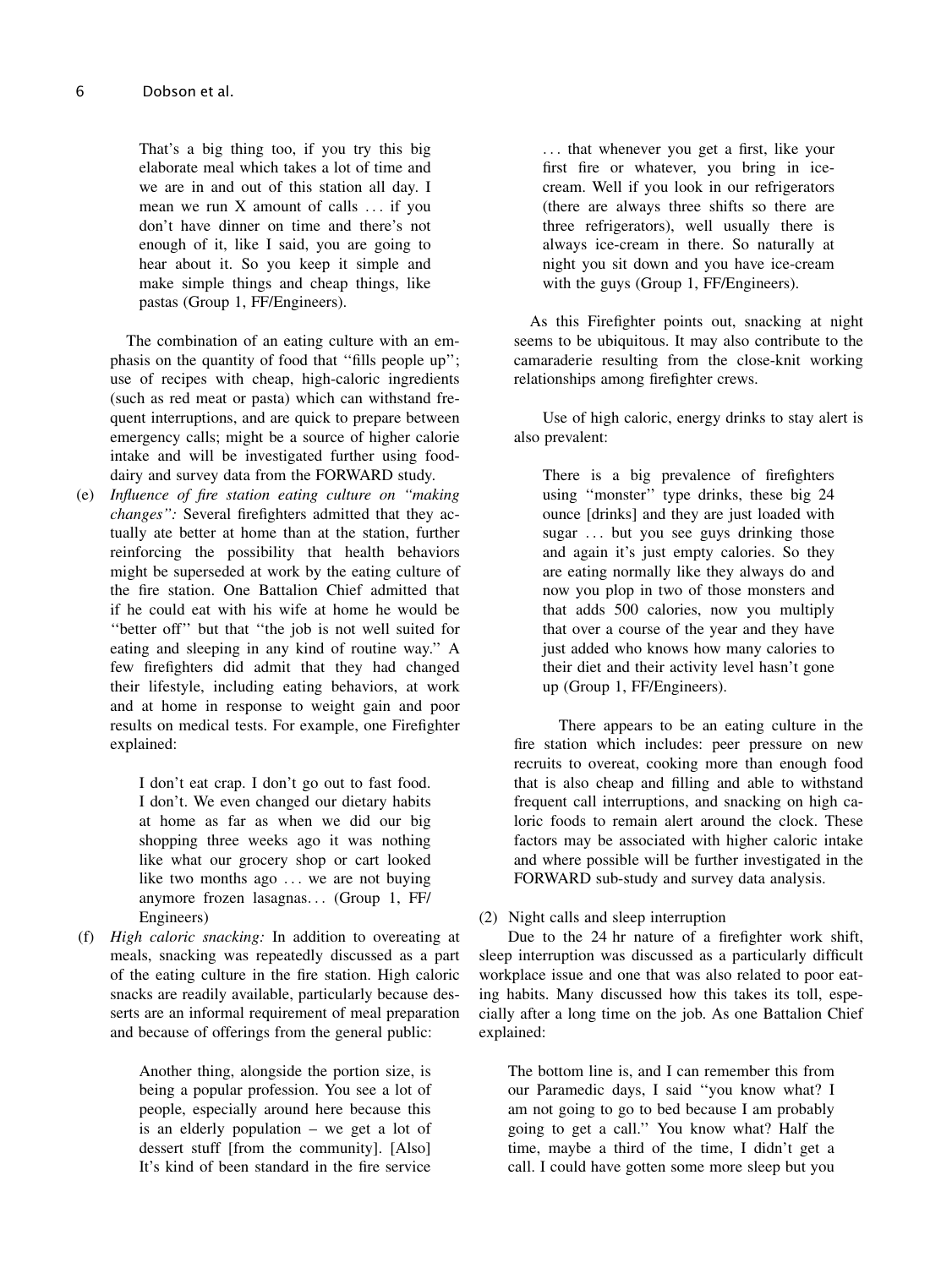> That's a big thing too, if you try this big elaborate meal which takes a lot of time and we are in and out of this station all day. I mean we run X amount of calls … if you don't have dinner on time and there's not enough of it, like I said, you are going to hear about it. So you keep it simple and make simple things and cheap things, like pastas (Group 1, FF/Engineers).

The combination of an eating culture with an emphasis on the quantity of food that "fills people up"; use of recipes with cheap, high-caloric ingredients (such as red meat or pasta) which can withstand frequent interruptions, and are quick to prepare between emergency calls; might be a source of higher calorie intake and will be investigated further using food-dairy and survey data from the FORWARD study.

(e) *Influence of fire station eating culture on "making changes":* Several firefighters admitted that they actually ate better at home than at the station, further reinforcing the possibility that health behaviors might be superseded at work by the eating culture of the fire station. One Battalion Chief admitted that if he could eat with his wife at home he would be "better off" but that "the job is not well suited for eating and sleeping in any kind of routine way." A few firefighters did admit that they had changed their lifestyle, including eating behaviors, at work and at home in response to weight gain and poor results on medical tests. For example, one Firefighter explained:

> I don't eat crap. I don't go out to fast food. I don't. We even changed our dietary habits at home as far as when we did our big shopping three weeks ago it was nothing like what our grocery shop or cart looked like two months ago … we are not buying anymore frozen lasagnas… (Group 1, FF/Engineers)

(f) *High caloric snacking:* In addition to overeating at meals, snacking was repeatedly discussed as a part of the eating culture in the fire station. High caloric snacks are readily available, particularly because desserts are an informal requirement of meal preparation and because of offerings from the general public:

> Another thing, alongside the portion size, is being a popular profession. You see a lot of people, especially around here because this is an elderly population – we get a lot of dessert stuff [from the community]. [Also] It's kind of been standard in the fire service … that whenever you get a first, like your first fire or whatever, you bring in ice-cream. Well if you look in our refrigerators (there are always three shifts so there are three refrigerators), well usually there is always ice-cream in there. So naturally at night you sit down and you have ice-cream with the guys (Group 1, FF/Engineers).

As this Firefighter points out, snacking at night seems to be ubiquitous. It may also contribute to the camaraderie resulting from the close-knit working relationships among firefighter crews.

Use of high caloric, energy drinks to stay alert is also prevalent:

> There is a big prevalence of firefighters using "monster" type drinks, these big 24 ounce [drinks] and they are just loaded with sugar … but you see guys drinking those and again it's just empty calories. So they are eating normally like they always do and now you plop in two of those monsters and that adds 500 calories, now you multiply that over a course of the year and they have just added who knows how many calories to their diet and their activity level hasn't gone up (Group 1, FF/Engineers).

There appears to be an eating culture in the fire station which includes: peer pressure on new recruits to overeat, cooking more than enough food that is also cheap and filling and able to withstand frequent call interruptions, and snacking on high caloric foods to remain alert around the clock. These factors may be associated with higher caloric intake and where possible will be further investigated in the FORWARD sub-study and survey data analysis.

(2) Night calls and sleep interruption

Due to the 24 hr nature of a firefighter work shift, sleep interruption was discussed as a particularly difficult workplace issue and one that was also related to poor eating habits. Many discussed how this takes its toll, especially after a long time on the job. As one Battalion Chief explained:

> The bottom line is, and I can remember this from our Paramedic days, I said "you know what? I am not going to go to bed because I am probably going to get a call." You know what? Half the time, maybe a third of the time, I didn't get a call. I could have gotten some more sleep but you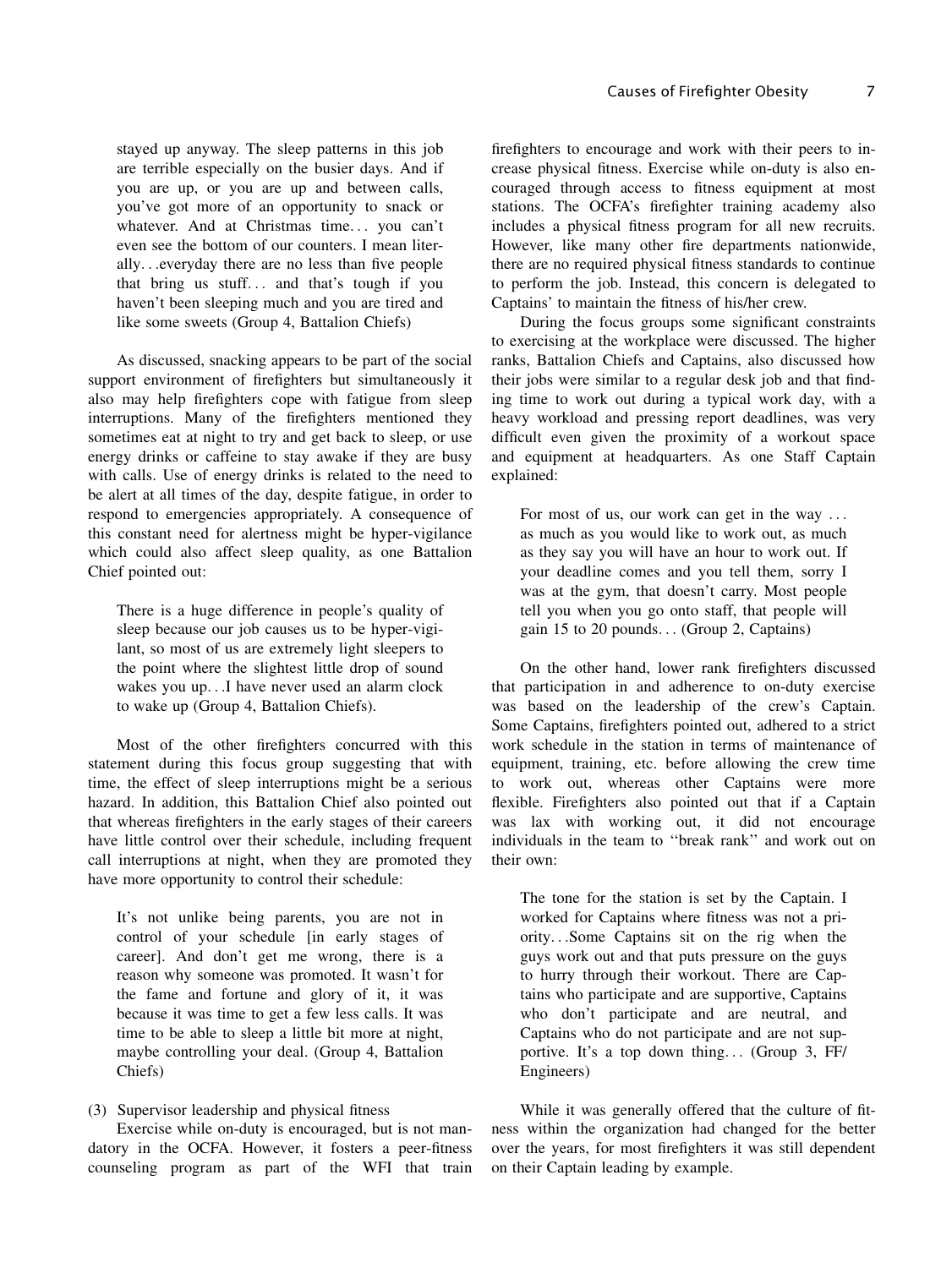> stayed up anyway. The sleep patterns in this job are terrible especially on the busier days. And if you are up, or you are up and between calls, you've got more of an opportunity to snack or whatever. And at Christmas time… you can't even see the bottom of our counters. I mean literally…everyday there are no less than five people that bring us stuff… and that's tough if you haven't been sleeping much and you are tired and like some sweets (Group 4, Battalion Chiefs)

As discussed, snacking appears to be part of the social support environment of firefighters but simultaneously it also may help firefighters cope with fatigue from sleep interruptions. Many of the firefighters mentioned they sometimes eat at night to try and get back to sleep, or use energy drinks or caffeine to stay awake if they are busy with calls. Use of energy drinks is related to the need to be alert at all times of the day, despite fatigue, in order to respond to emergencies appropriately. A consequence of this constant need for alertness might be hyper-vigilance which could also affect sleep quality, as one Battalion Chief pointed out:

> There is a huge difference in people's quality of sleep because our job causes us to be hyper-vigilant, so most of us are extremely light sleepers to the point where the slightest little drop of sound wakes you up…I have never used an alarm clock to wake up (Group 4, Battalion Chiefs).

Most of the other firefighters concurred with this statement during this focus group suggesting that with time, the effect of sleep interruptions might be a serious hazard. In addition, this Battalion Chief also pointed out that whereas firefighters in the early stages of their careers have little control over their schedule, including frequent call interruptions at night, when they are promoted they have more opportunity to control their schedule:

> It's not unlike being parents, you are not in control of your schedule [in early stages of career]. And don't get me wrong, there is a reason why someone was promoted. It wasn't for the fame and fortune and glory of it, it was because it was time to get a few less calls. It was time to be able to sleep a little bit more at night, maybe controlling your deal. (Group 4, Battalion Chiefs)

(3) Supervisor leadership and physical fitness

Exercise while on-duty is encouraged, but is not mandatory in the OCFA. However, it fosters a peer-fitness counseling program as part of the WFI that train firefighters to encourage and work with their peers to increase physical fitness. Exercise while on-duty is also encouraged through access to fitness equipment at most stations. The OCFA's firefighter training academy also includes a physical fitness program for all new recruits. However, like many other fire departments nationwide, there are no required physical fitness standards to continue to perform the job. Instead, this concern is delegated to Captains' to maintain the fitness of his/her crew.

During the focus groups some significant constraints to exercising at the workplace were discussed. The higher ranks, Battalion Chiefs and Captains, also discussed how their jobs were similar to a regular desk job and that finding time to work out during a typical work day, with a heavy workload and pressing report deadlines, was very difficult even given the proximity of a workout space and equipment at headquarters. As one Staff Captain explained:

> For most of us, our work can get in the way … as much as you would like to work out, as much as they say you will have an hour to work out. If your deadline comes and you tell them, sorry I was at the gym, that doesn't carry. Most people tell you when you go onto staff, that people will gain 15 to 20 pounds… (Group 2, Captains)

On the other hand, lower rank firefighters discussed that participation in and adherence to on-duty exercise was based on the leadership of the crew's Captain. Some Captains, firefighters pointed out, adhered to a strict work schedule in the station in terms of maintenance of equipment, training, etc. before allowing the crew time to work out, whereas other Captains were more flexible. Firefighters also pointed out that if a Captain was lax with working out, it did not encourage individuals in the team to "break rank" and work out on their own:

> The tone for the station is set by the Captain. I worked for Captains where fitness was not a priority…Some Captains sit on the rig when the guys work out and that puts pressure on the guys to hurry through their workout. There are Captains who participate and are supportive, Captains who don't participate and are neutral, and Captains who do not participate and are not supportive. It's a top down thing… (Group 3, FF/Engineers)

While it was generally offered that the culture of fitness within the organization had changed for the better over the years, for most firefighters it was still dependent on their Captain leading by example.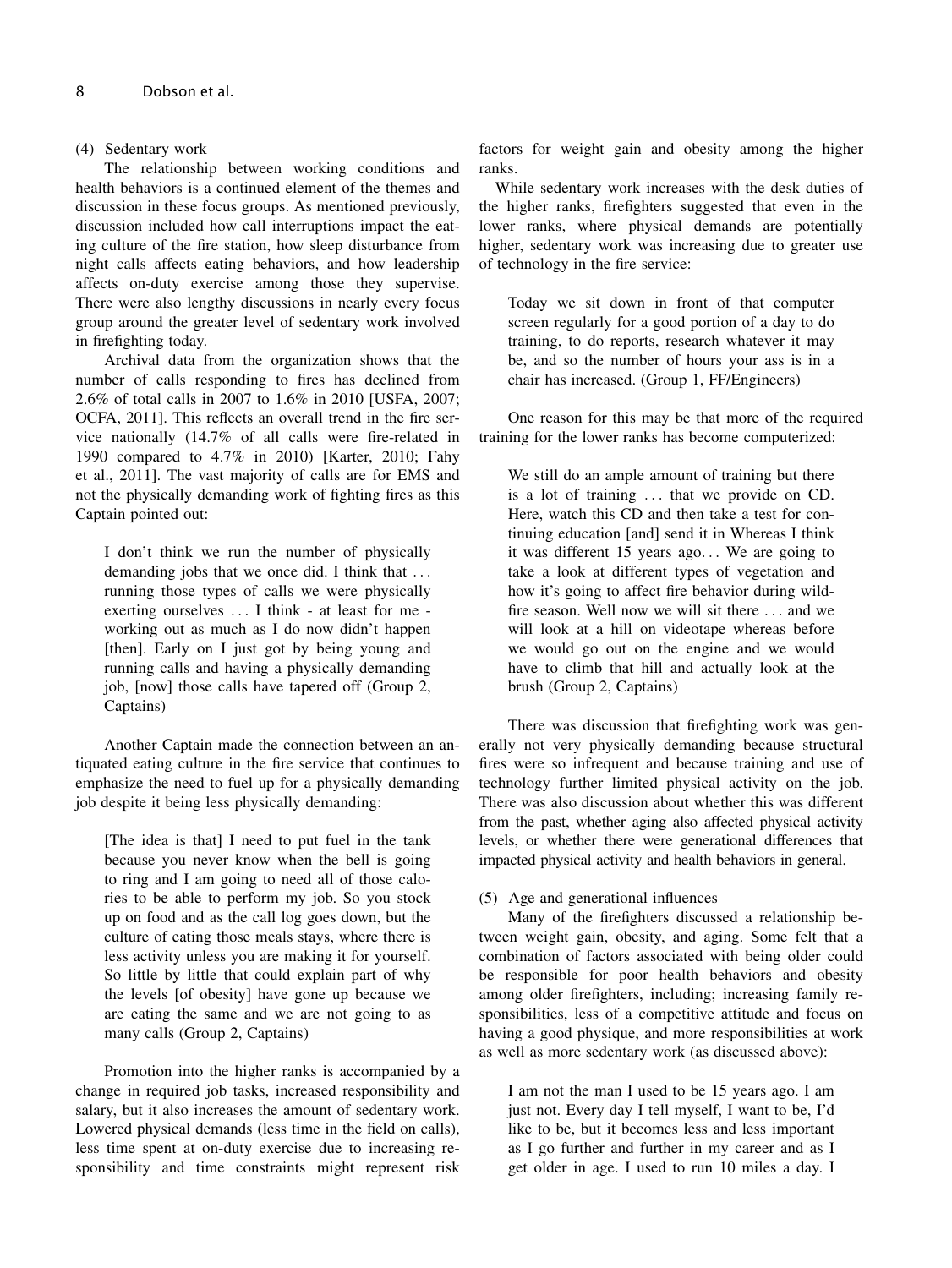(4) Sedentary work

The relationship between working conditions and health behaviors is a continued element of the themes and discussion in these focus groups. As mentioned previously, discussion included how call interruptions impact the eating culture of the fire station, how sleep disturbance from night calls affects eating behaviors, and how leadership affects on-duty exercise among those they supervise. There were also lengthy discussions in nearly every focus group around the greater level of sedentary work involved in firefighting today.

Archival data from the organization shows that the number of calls responding to fires has declined from 2.6% of total calls in 2007 to 1.6% in 2010 [USFA, 2007; OCFA, 2011]. This reflects an overall trend in the fire service nationally (14.7% of all calls were fire-related in 1990 compared to 4.7% in 2010) [Karter, 2010; Fahy et al., 2011]. The vast majority of calls are for EMS and not the physically demanding work of fighting fires as this Captain pointed out:

> I don't think we run the number of physically demanding jobs that we once did. I think that ... running those types of calls we were physically exerting ourselves ... I think - at least for me - working out as much as I do now didn't happen [then]. Early on I just got by being young and running calls and having a physically demanding job, [now] those calls have tapered off (Group 2, Captains)

Another Captain made the connection between an antiquated eating culture in the fire service that continues to emphasize the need to fuel up for a physically demanding job despite it being less physically demanding:

> [The idea is that] I need to put fuel in the tank because you never know when the bell is going to ring and I am going to need all of those calories to be able to perform my job. So you stock up on food and as the call log goes down, but the culture of eating those meals stays, where there is less activity unless you are making it for yourself. So little by little that could explain part of why the levels [of obesity] have gone up because we are eating the same and we are not going to as many calls (Group 2, Captains)

Promotion into the higher ranks is accompanied by a change in required job tasks, increased responsibility and salary, but it also increases the amount of sedentary work. Lowered physical demands (less time in the field on calls), less time spent at on-duty exercise due to increasing responsibility and time constraints might represent risk factors for weight gain and obesity among the higher ranks.

While sedentary work increases with the desk duties of the higher ranks, firefighters suggested that even in the lower ranks, where physical demands are potentially higher, sedentary work was increasing due to greater use of technology in the fire service:

> Today we sit down in front of that computer screen regularly for a good portion of a day to do training, to do reports, research whatever it may be, and so the number of hours your ass is in a chair has increased. (Group 1, FF/Engineers)

One reason for this may be that more of the required training for the lower ranks has become computerized:

> We still do an ample amount of training but there is a lot of training ... that we provide on CD. Here, watch this CD and then take a test for continuing education [and] send it in Whereas I think it was different 15 years ago... We are going to take a look at different types of vegetation and how it's going to affect fire behavior during wildfire season. Well now we will sit there ... and we will look at a hill on videotape whereas before we would go out on the engine and we would have to climb that hill and actually look at the brush (Group 2, Captains)

There was discussion that firefighting work was generally not very physically demanding because structural fires were so infrequent and because training and use of technology further limited physical activity on the job. There was also discussion about whether this was different from the past, whether aging also affected physical activity levels, or whether there were generational differences that impacted physical activity and health behaviors in general.

(5) Age and generational influences

Many of the firefighters discussed a relationship between weight gain, obesity, and aging. Some felt that a combination of factors associated with being older could be responsible for poor health behaviors and obesity among older firefighters, including; increasing family responsibilities, less of a competitive attitude and focus on having a good physique, and more responsibilities at work as well as more sedentary work (as discussed above):

> I am not the man I used to be 15 years ago. I am just not. Every day I tell myself, I want to be, I'd like to be, but it becomes less and less important as I go further and further in my career and as I get older in age. I used to run 10 miles a day. I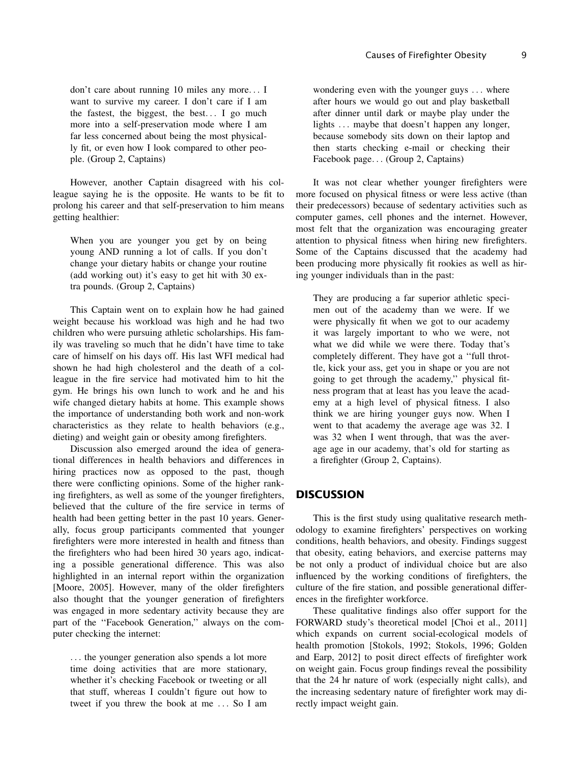> don't care about running 10 miles any more… I want to survive my career. I don't care if I am the fastest, the biggest, the best… I go much more into a self-preservation mode where I am far less concerned about being the most physically fit, or even how I look compared to other people. (Group 2, Captains)

However, another Captain disagreed with his colleague saying he is the opposite. He wants to be fit to prolong his career and that self-preservation to him means getting healthier:

> When you are younger you get by on being young AND running a lot of calls. If you don't change your dietary habits or change your routine (add working out) it's easy to get hit with 30 extra pounds. (Group 2, Captains)

This Captain went on to explain how he had gained weight because his workload was high and he had two children who were pursuing athletic scholarships. His family was traveling so much that he didn't have time to take care of himself on his days off. His last WFI medical had shown he had high cholesterol and the death of a colleague in the fire service had motivated him to hit the gym. He brings his own lunch to work and he and his wife changed dietary habits at home. This example shows the importance of understanding both work and non-work characteristics as they relate to health behaviors (e.g., dieting) and weight gain or obesity among firefighters.

Discussion also emerged around the idea of generational differences in health behaviors and differences in hiring practices now as opposed to the past, though there were conflicting opinions. Some of the higher ranking firefighters, as well as some of the younger firefighters, believed that the culture of the fire service in terms of health had been getting better in the past 10 years. Generally, focus group participants commented that younger firefighters were more interested in health and fitness than the firefighters who had been hired 30 years ago, indicating a possible generational difference. This was also highlighted in an internal report within the organization [Moore, 2005]. However, many of the older firefighters also thought that the younger generation of firefighters was engaged in more sedentary activity because they are part of the "Facebook Generation," always on the computer checking the internet:

> … the younger generation also spends a lot more time doing activities that are more stationary, whether it's checking Facebook or tweeting or all that stuff, whereas I couldn't figure out how to tweet if you threw the book at me … So I am wondering even with the younger guys … where after hours we would go out and play basketball after dinner until dark or maybe play under the lights … maybe that doesn't happen any longer, because somebody sits down on their laptop and then starts checking e-mail or checking their Facebook page… (Group 2, Captains)

It was not clear whether younger firefighters were more focused on physical fitness or were less active (than their predecessors) because of sedentary activities such as computer games, cell phones and the internet. However, most felt that the organization was encouraging greater attention to physical fitness when hiring new firefighters. Some of the Captains discussed that the academy had been producing more physically fit rookies as well as hiring younger individuals than in the past:

> They are producing a far superior athletic specimen out of the academy than we were. If we were physically fit when we got to our academy it was largely important to who we were, not what we did while we were there. Today that's completely different. They have got a "full throttle, kick your ass, get you in shape or you are not going to get through the academy," physical fitness program that at least has you leave the academy at a high level of physical fitness. I also think we are hiring younger guys now. When I went to that academy the average age was 32. I was 32 when I went through, that was the average age in our academy, that's old for starting as a firefighter (Group 2, Captains).

## DISCUSSION

This is the first study using qualitative research methodology to examine firefighters' perspectives on working conditions, health behaviors, and obesity. Findings suggest that obesity, eating behaviors, and exercise patterns may be not only a product of individual choice but are also influenced by the working conditions of firefighters, the culture of the fire station, and possible generational differences in the firefighter workforce.

These qualitative findings also offer support for the FORWARD study's theoretical model [Choi et al., 2011] which expands on current social-ecological models of health promotion [Stokols, 1992; Stokols, 1996; Golden and Earp, 2012] to posit direct effects of firefighter work on weight gain. Focus group findings reveal the possibility that the 24 hr nature of work (especially night calls), and the increasing sedentary nature of firefighter work may directly impact weight gain.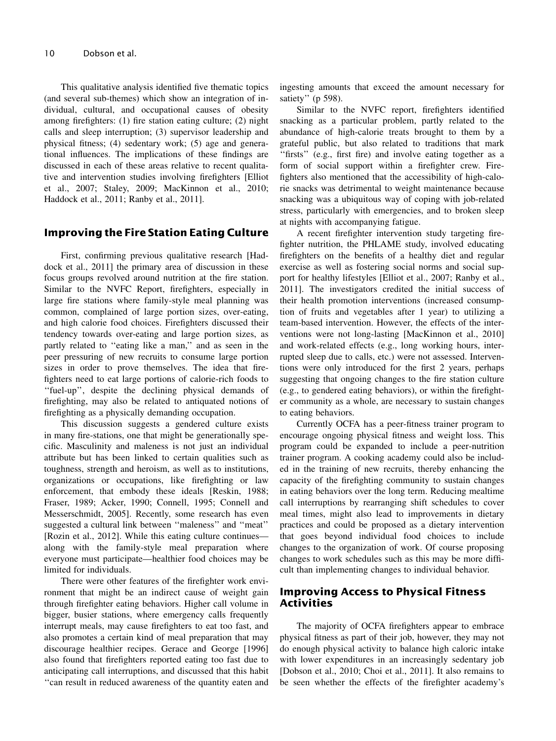This qualitative analysis identified five thematic topics (and several sub-themes) which show an integration of individual, cultural, and occupational causes of obesity among firefighters: (1) fire station eating culture; (2) night calls and sleep interruption; (3) supervisor leadership and physical fitness; (4) sedentary work; (5) age and generational influences. The implications of these findings are discussed in each of these areas relative to recent qualitative and intervention studies involving firefighters [Elliot et al., 2007; Staley, 2009; MacKinnon et al., 2010; Haddock et al., 2011; Ranby et al., 2011].

## Improving the Fire Station Eating Culture

First, confirming previous qualitative research [Haddock et al., 2011] the primary area of discussion in these focus groups revolved around nutrition at the fire station. Similar to the NVFC Report, firefighters, especially in large fire stations where family-style meal planning was common, complained of large portion sizes, over-eating, and high calorie food choices. Firefighters discussed their tendency towards over-eating and large portion sizes, as partly related to ''eating like a man,'' and as seen in the peer pressuring of new recruits to consume large portion sizes in order to prove themselves. The idea that firefighters need to eat large portions of calorie-rich foods to ''fuel-up'', despite the declining physical demands of firefighting, may also be related to antiquated notions of firefighting as a physically demanding occupation.

This discussion suggests a gendered culture exists in many fire-stations, one that might be generationally specific. Masculinity and maleness is not just an individual attribute but has been linked to certain qualities such as toughness, strength and heroism, as well as to institutions, organizations or occupations, like firefighting or law enforcement, that embody these ideals [Reskin, 1988; Fraser, 1989; Acker, 1990; Connell, 1995; Connell and Messerschmidt, 2005]. Recently, some research has even suggested a cultural link between ''maleness'' and ''meat'' [Rozin et al., 2012]. While this eating culture continues—along with the family-style meal preparation where everyone must participate—healthier food choices may be limited for individuals.

There were other features of the firefighter work environment that might be an indirect cause of weight gain through firefighter eating behaviors. Higher call volume in bigger, busier stations, where emergency calls frequently interrupt meals, may cause firefighters to eat too fast, and also promotes a certain kind of meal preparation that may discourage healthier recipes. Gerace and George [1996] also found that firefighters reported eating too fast due to anticipating call interruptions, and discussed that this habit ''can result in reduced awareness of the quantity eaten and ingesting amounts that exceed the amount necessary for satiety'' (p 598).

Similar to the NVFC report, firefighters identified snacking as a particular problem, partly related to the abundance of high-calorie treats brought to them by a grateful public, but also related to traditions that mark ''firsts'' (e.g., first fire) and involve eating together as a form of social support within a firefighter crew. Firefighters also mentioned that the accessibility of high-calorie snacks was detrimental to weight maintenance because snacking was a ubiquitous way of coping with job-related stress, particularly with emergencies, and to broken sleep at nights with accompanying fatigue.

A recent firefighter intervention study targeting firefighter nutrition, the PHLAME study, involved educating firefighters on the benefits of a healthy diet and regular exercise as well as fostering social norms and social support for healthy lifestyles [Elliot et al., 2007; Ranby et al., 2011]. The investigators credited the initial success of their health promotion interventions (increased consumption of fruits and vegetables after 1 year) to utilizing a team-based intervention. However, the effects of the interventions were not long-lasting [MacKinnon et al., 2010] and work-related effects (e.g., long working hours, interrupted sleep due to calls, etc.) were not assessed. Interventions were only introduced for the first 2 years, perhaps suggesting that ongoing changes to the fire station culture (e.g., to gendered eating behaviors), or within the firefighter community as a whole, are necessary to sustain changes to eating behaviors.

Currently OCFA has a peer-fitness trainer program to encourage ongoing physical fitness and weight loss. This program could be expanded to include a peer-nutrition trainer program. A cooking academy could also be included in the training of new recruits, thereby enhancing the capacity of the firefighting community to sustain changes in eating behaviors over the long term. Reducing mealtime call interruptions by rearranging shift schedules to cover meal times, might also lead to improvements in dietary practices and could be proposed as a dietary intervention that goes beyond individual food choices to include changes to the organization of work. Of course proposing changes to work schedules such as this may be more difficult than implementing changes to individual behavior.

## Improving Access to Physical Fitness Activities

The majority of OCFA firefighters appear to embrace physical fitness as part of their job, however, they may not do enough physical activity to balance high caloric intake with lower expenditures in an increasingly sedentary job [Dobson et al., 2010; Choi et al., 2011]. It also remains to be seen whether the effects of the firefighter academy's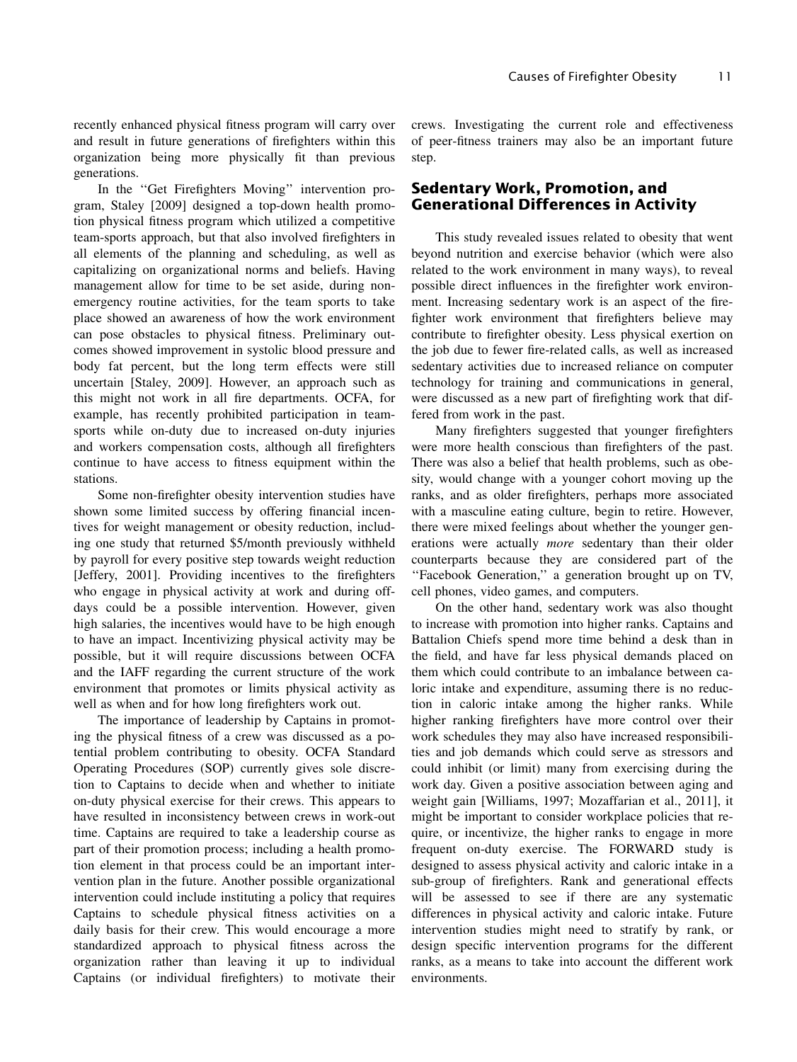recently enhanced physical fitness program will carry over and result in future generations of firefighters within this organization being more physically fit than previous generations.

In the ''Get Firefighters Moving'' intervention program, Staley [2009] designed a top-down health promotion physical fitness program which utilized a competitive team-sports approach, but that also involved firefighters in all elements of the planning and scheduling, as well as capitalizing on organizational norms and beliefs. Having management allow for time to be set aside, during non-emergency routine activities, for the team sports to take place showed an awareness of how the work environment can pose obstacles to physical fitness. Preliminary outcomes showed improvement in systolic blood pressure and body fat percent, but the long term effects were still uncertain [Staley, 2009]. However, an approach such as this might not work in all fire departments. OCFA, for example, has recently prohibited participation in team-sports while on-duty due to increased on-duty injuries and workers compensation costs, although all firefighters continue to have access to fitness equipment within the stations.

Some non-firefighter obesity intervention studies have shown some limited success by offering financial incentives for weight management or obesity reduction, including one study that returned $5/month previously withheld by payroll for every positive step towards weight reduction [Jeffery, 2001]. Providing incentives to the firefighters who engage in physical activity at work and during off-days could be a possible intervention. However, given high salaries, the incentives would have to be high enough to have an impact. Incentivizing physical activity may be possible, but it will require discussions between OCFA and the IAFF regarding the current structure of the work environment that promotes or limits physical activity as well as when and for how long firefighters work out.

The importance of leadership by Captains in promoting the physical fitness of a crew was discussed as a potential problem contributing to obesity. OCFA Standard Operating Procedures (SOP) currently gives sole discretion to Captains to decide when and whether to initiate on-duty physical exercise for their crews. This appears to have resulted in inconsistency between crews in work-out time. Captains are required to take a leadership course as part of their promotion process; including a health promotion element in that process could be an important intervention plan in the future. Another possible organizational intervention could include instituting a policy that requires Captains to schedule physical fitness activities on a daily basis for their crew. This would encourage a more standardized approach to physical fitness across the organization rather than leaving it up to individual Captains (or individual firefighters) to motivate their crews. Investigating the current role and effectiveness of peer-fitness trainers may also be an important future step.

## Sedentary Work, Promotion, and Generational Differences in Activity

This study revealed issues related to obesity that went beyond nutrition and exercise behavior (which were also related to the work environment in many ways), to reveal possible direct influences in the firefighter work environment. Increasing sedentary work is an aspect of the firefighter work environment that firefighters believe may contribute to firefighter obesity. Less physical exertion on the job due to fewer fire-related calls, as well as increased sedentary activities due to increased reliance on computer technology for training and communications in general, were discussed as a new part of firefighting work that differed from work in the past.

Many firefighters suggested that younger firefighters were more health conscious than firefighters of the past. There was also a belief that health problems, such as obesity, would change with a younger cohort moving up the ranks, and as older firefighters, perhaps more associated with a masculine eating culture, begin to retire. However, there were mixed feelings about whether the younger generations were actually *more* sedentary than their older counterparts because they are considered part of the ''Facebook Generation,'' a generation brought up on TV, cell phones, video games, and computers.

On the other hand, sedentary work was also thought to increase with promotion into higher ranks. Captains and Battalion Chiefs spend more time behind a desk than in the field, and have far less physical demands placed on them which could contribute to an imbalance between caloric intake and expenditure, assuming there is no reduction in caloric intake among the higher ranks. While higher ranking firefighters have more control over their work schedules they may also have increased responsibilities and job demands which could serve as stressors and could inhibit (or limit) many from exercising during the work day. Given a positive association between aging and weight gain [Williams, 1997; Mozaffarian et al., 2011], it might be important to consider workplace policies that require, or incentivize, the higher ranks to engage in more frequent on-duty exercise. The FORWARD study is designed to assess physical activity and caloric intake in a sub-group of firefighters. Rank and generational effects will be assessed to see if there are any systematic differences in physical activity and caloric intake. Future intervention studies might need to stratify by rank, or design specific intervention programs for the different ranks, as a means to take into account the different work environments.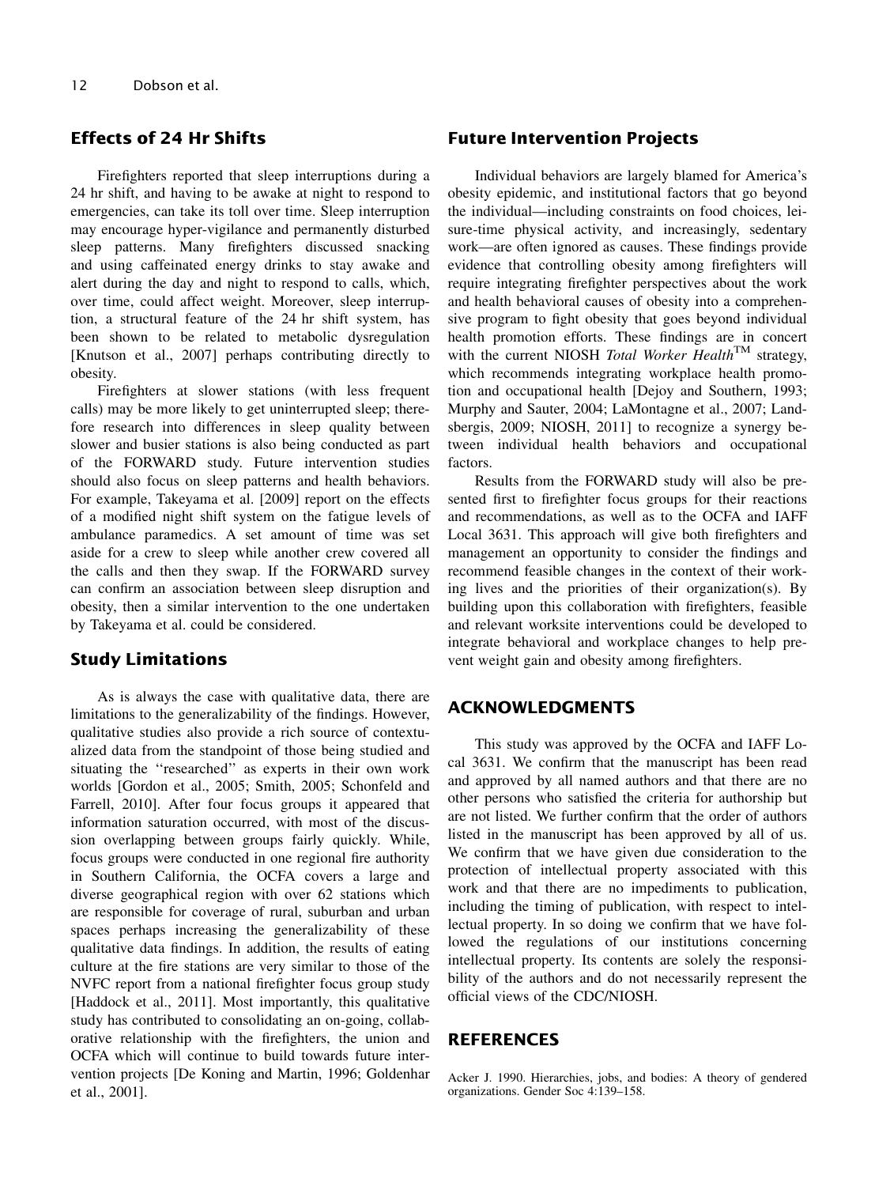## Effects of 24 Hr Shifts

Firefighters reported that sleep interruptions during a 24 hr shift, and having to be awake at night to respond to emergencies, can take its toll over time. Sleep interruption may encourage hyper-vigilance and permanently disturbed sleep patterns. Many firefighters discussed snacking and using caffeinated energy drinks to stay awake and alert during the day and night to respond to calls, which, over time, could affect weight. Moreover, sleep interruption, a structural feature of the 24 hr shift system, has been shown to be related to metabolic dysregulation [Knutson et al., 2007] perhaps contributing directly to obesity.

Firefighters at slower stations (with less frequent calls) may be more likely to get uninterrupted sleep; therefore research into differences in sleep quality between slower and busier stations is also being conducted as part of the FORWARD study. Future intervention studies should also focus on sleep patterns and health behaviors. For example, Takeyama et al. [2009] report on the effects of a modified night shift system on the fatigue levels of ambulance paramedics. A set amount of time was set aside for a crew to sleep while another crew covered all the calls and then they swap. If the FORWARD survey can confirm an association between sleep disruption and obesity, then a similar intervention to the one undertaken by Takeyama et al. could be considered.

## Study Limitations

As is always the case with qualitative data, there are limitations to the generalizability of the findings. However, qualitative studies also provide a rich source of contextualized data from the standpoint of those being studied and situating the ''researched'' as experts in their own work worlds [Gordon et al., 2005; Smith, 2005; Schonfeld and Farrell, 2010]. After four focus groups it appeared that information saturation occurred, with most of the discussion overlapping between groups fairly quickly. While, focus groups were conducted in one regional fire authority in Southern California, the OCFA covers a large and diverse geographical region with over 62 stations which are responsible for coverage of rural, suburban and urban spaces perhaps increasing the generalizability of these qualitative data findings. In addition, the results of eating culture at the fire stations are very similar to those of the NVFC report from a national firefighter focus group study [Haddock et al., 2011]. Most importantly, this qualitative study has contributed to consolidating an on-going, collaborative relationship with the firefighters, the union and OCFA which will continue to build towards future intervention projects [De Koning and Martin, 1996; Goldenhar et al., 2001].

## Future Intervention Projects

Individual behaviors are largely blamed for America's obesity epidemic, and institutional factors that go beyond the individual—including constraints on food choices, leisure-time physical activity, and increasingly, sedentary work—are often ignored as causes. These findings provide evidence that controlling obesity among firefighters will require integrating firefighter perspectives about the work and health behavioral causes of obesity into a comprehensive program to fight obesity that goes beyond individual health promotion efforts. These findings are in concert with the current NIOSH *Total Worker Health*™ strategy, which recommends integrating workplace health promotion and occupational health [Dejoy and Southern, 1993; Murphy and Sauter, 2004; LaMontagne et al., 2007; Landsbergis, 2009; NIOSH, 2011] to recognize a synergy between individual health behaviors and occupational factors.

Results from the FORWARD study will also be presented first to firefighter focus groups for their reactions and recommendations, as well as to the OCFA and IAFF Local 3631. This approach will give both firefighters and management an opportunity to consider the findings and recommend feasible changes in the context of their working lives and the priorities of their organization(s). By building upon this collaboration with firefighters, feasible and relevant worksite interventions could be developed to integrate behavioral and workplace changes to help prevent weight gain and obesity among firefighters.

## ACKNOWLEDGMENTS

This study was approved by the OCFA and IAFF Local 3631. We confirm that the manuscript has been read and approved by all named authors and that there are no other persons who satisfied the criteria for authorship but are not listed. We further confirm that the order of authors listed in the manuscript has been approved by all of us. We confirm that we have given due consideration to the protection of intellectual property associated with this work and that there are no impediments to publication, including the timing of publication, with respect to intellectual property. In so doing we confirm that we have followed the regulations of our institutions concerning intellectual property. Its contents are solely the responsibility of the authors and do not necessarily represent the official views of the CDC/NIOSH.

## REFERENCES

Acker J. 1990. Hierarchies, jobs, and bodies: A theory of gendered organizations. Gender Soc 4:139–158.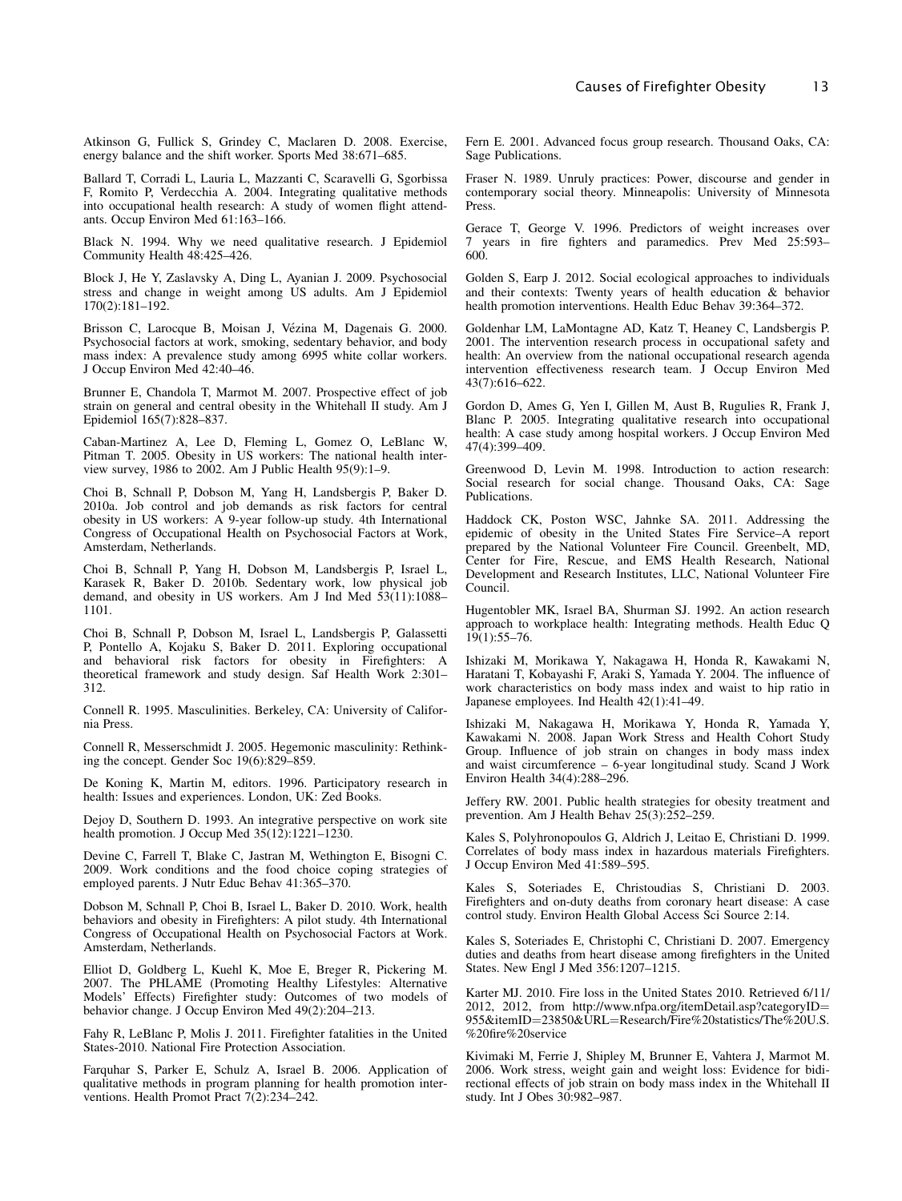Atkinson G, Fullick S, Grindey C, Maclaren D. 2008. Exercise, energy balance and the shift worker. Sports Med 38:671–685.

Ballard T, Corradi L, Lauria L, Mazzanti C, Scaravelli G, Sgorbissa F, Romito P, Verdecchia A. 2004. Integrating qualitative methods into occupational health research: A study of women flight attendants. Occup Environ Med 61:163–166.

Black N. 1994. Why we need qualitative research. J Epidemiol Community Health 48:425–426.

Block J, He Y, Zaslavsky A, Ding L, Ayanian J. 2009. Psychosocial stress and change in weight among US adults. Am J Epidemiol 170(2):181–192.

Brisson C, Larocque B, Moisan J, Vézina M, Dagenais G. 2000. Psychosocial factors at work, smoking, sedentary behavior, and body mass index: A prevalence study among 6995 white collar workers. J Occup Environ Med 42:40–46.

Brunner E, Chandola T, Marmot M. 2007. Prospective effect of job strain on general and central obesity in the Whitehall II study. Am J Epidemiol 165(7):828–837.

Caban-Martinez A, Lee D, Fleming L, Gomez O, LeBlanc W, Pitman T. 2005. Obesity in US workers: The national health interview survey, 1986 to 2002. Am J Public Health 95(9):1–9.

Choi B, Schnall P, Dobson M, Yang H, Landsbergis P, Baker D. 2010a. Job control and job demands as risk factors for central obesity in US workers: A 9-year follow-up study. 4th International Congress of Occupational Health on Psychosocial Factors at Work, Amsterdam, Netherlands.

Choi B, Schnall P, Yang H, Dobson M, Landsbergis P, Israel L, Karasek R, Baker D. 2010b. Sedentary work, low physical job demand, and obesity in US workers. Am J Ind Med 53(11):1088–1101.

Choi B, Schnall P, Dobson M, Israel L, Landsbergis P, Galassetti P, Pontello A, Kojaku S, Baker D. 2011. Exploring occupational and behavioral risk factors for obesity in Firefighters: A theoretical framework and study design. Saf Health Work 2:301–312.

Connell R. 1995. Masculinities. Berkeley, CA: University of California Press.

Connell R, Messerschmidt J. 2005. Hegemonic masculinity: Rethinking the concept. Gender Soc 19(6):829–859.

De Koning K, Martin M, editors. 1996. Participatory research in health: Issues and experiences. London, UK: Zed Books.

Dejoy D, Southern D. 1993. An integrative perspective on work site health promotion. J Occup Med 35(12):1221–1230.

Devine C, Farrell T, Blake C, Jastran M, Wethington E, Bisogni C. 2009. Work conditions and the food choice coping strategies of employed parents. J Nutr Educ Behav 41:365–370.

Dobson M, Schnall P, Choi B, Israel L, Baker D. 2010. Work, health behaviors and obesity in Firefighters: A pilot study. 4th International Congress of Occupational Health on Psychosocial Factors at Work. Amsterdam, Netherlands.

Elliot D, Goldberg L, Kuehl K, Moe E, Breger R, Pickering M. 2007. The PHLAME (Promoting Healthy Lifestyles: Alternative Models' Effects) Firefighter study: Outcomes of two models of behavior change. J Occup Environ Med 49(2):204–213.

Fahy R, LeBlanc P, Molis J. 2011. Firefighter fatalities in the United States-2010. National Fire Protection Association.

Farquhar S, Parker E, Schulz A, Israel B. 2006. Application of qualitative methods in program planning for health promotion interventions. Health Promot Pract 7(2):234–242.

Fern E. 2001. Advanced focus group research. Thousand Oaks, CA: Sage Publications.

Fraser N. 1989. Unruly practices: Power, discourse and gender in contemporary social theory. Minneapolis: University of Minnesota Press.

Gerace T, George V. 1996. Predictors of weight increases over 7 years in fire fighters and paramedics. Prev Med 25:593–600.

Golden S, Earp J. 2012. Social ecological approaches to individuals and their contexts: Twenty years of health education & behavior health promotion interventions. Health Educ Behav 39:364–372.

Goldenhar LM, LaMontagne AD, Katz T, Heaney C, Landsbergis P. 2001. The intervention research process in occupational safety and health: An overview from the national occupational research agenda intervention effectiveness research team. J Occup Environ Med 43(7):616–622.

Gordon D, Ames G, Yen I, Gillen M, Aust B, Rugulies R, Frank J, Blanc P. 2005. Integrating qualitative research into occupational health: A case study among hospital workers. J Occup Environ Med 47(4):399–409.

Greenwood D, Levin M. 1998. Introduction to action research: Social research for social change. Thousand Oaks, CA: Sage Publications.

Haddock CK, Poston WSC, Jahnke SA. 2011. Addressing the epidemic of obesity in the United States Fire Service–A report prepared by the National Volunteer Fire Council. Greenbelt, MD, Center for Fire, Rescue, and EMS Health Research, National Development and Research Institutes, LLC, National Volunteer Fire Council.

Hugentobler MK, Israel BA, Shurman SJ. 1992. An action research approach to workplace health: Integrating methods. Health Educ Q 19(1):55–76.

Ishizaki M, Morikawa Y, Nakagawa H, Honda R, Kawakami N, Haratani T, Kobayashi F, Araki S, Yamada Y. 2004. The influence of work characteristics on body mass index and waist to hip ratio in Japanese employees. Ind Health 42(1):41–49.

Ishizaki M, Nakagawa H, Morikawa Y, Honda R, Yamada Y, Kawakami N. 2008. Japan Work Stress and Health Cohort Study Group. Influence of job strain on changes in body mass index and waist circumference – 6-year longitudinal study. Scand J Work Environ Health 34(4):288–296.

Jeffery RW. 2001. Public health strategies for obesity treatment and prevention. Am J Health Behav 25(3):252–259.

Kales S, Polyhronopoulos G, Aldrich J, Leitao E, Christiani D. 1999. Correlates of body mass index in hazardous materials Firefighters. J Occup Environ Med 41:589–595.

Kales S, Soteriades E, Christoudias S, Christiani D. 2003. Firefighters and on-duty deaths from coronary heart disease: A case control study. Environ Health Global Access Sci Source 2:14.

Kales S, Soteriades E, Christophi C, Christiani D. 2007. Emergency duties and deaths from heart disease among firefighters in the United States. New Engl J Med 356:1207–1215.

Karter MJ. 2010. Fire loss in the United States 2010. Retrieved 6/11/2012, 2012, from http://www.nfpa.org/itemDetail.asp?categoryID=955&itemID=23850&URL=Research/Fire%20statistics/The%20U.S.%20fire%20service

Kivimaki M, Ferrie J, Shipley M, Brunner E, Vahtera J, Marmot M. 2006. Work stress, weight gain and weight loss: Evidence for bidirectional effects of job strain on body mass index in the Whitehall II study. Int J Obes 30:982–987.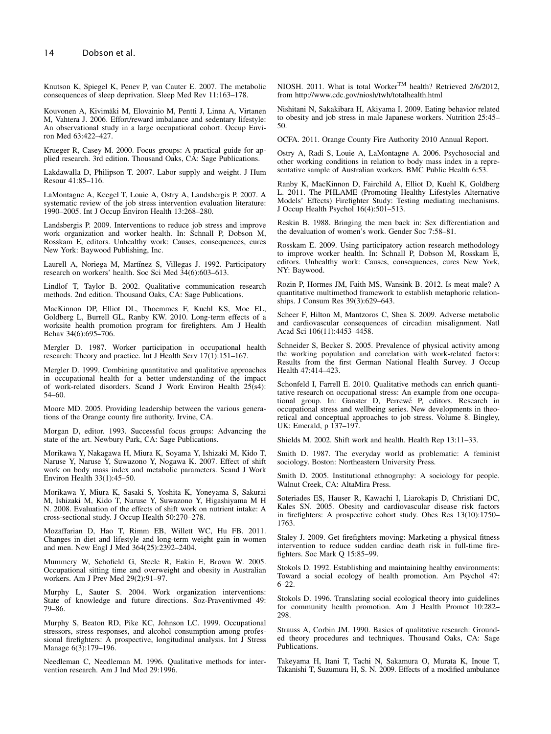Knutson K, Spiegel K, Penev P, van Cauter E. 2007. The metabolic consequences of sleep deprivation. Sleep Med Rev 11:163–178.

Kouvonen A, Kivimäki M, Elovainio M, Pentti J, Linna A, Virtanen M, Vahtera J. 2006. Effort/reward imbalance and sedentary lifestyle: An observational study in a large occupational cohort. Occup Environ Med 63:422–427.

Krueger R, Casey M. 2000. Focus groups: A practical guide for applied research. 3rd edition. Thousand Oaks, CA: Sage Publications.

Lakdawalla D, Philipson T. 2007. Labor supply and weight. J Hum Resour 41:85–116.

LaMontagne A, Keegel T, Louie A, Ostry A, Landsbergis P. 2007. A systematic review of the job stress intervention evaluation literature: 1990–2005. Int J Occup Environ Health 13:268–280.

Landsbergis P. 2009. Interventions to reduce job stress and improve work organization and worker health. In: Schnall P, Dobson M, Rosskam E, editors. Unhealthy work: Causes, consequences, cures New York: Baywood Publishing, Inc.

Laurell A, Noriega M, Martínez S, Villegas J. 1992. Participatory research on workers' health. Soc Sci Med 34(6):603–613.

Lindlof T, Taylor B. 2002. Qualitative communication research methods. 2nd edition. Thousand Oaks, CA: Sage Publications.

MacKinnon DP, Elliot DL, Thoemmes F, Kuehl KS, Moe EL, Goldberg L, Burrell GL, Ranby KW. 2010. Long-term effects of a worksite health promotion program for firefighters. Am J Health Behav 34(6):695–706.

Mergler D. 1987. Worker participation in occupational health research: Theory and practice. Int J Health Serv 17(1):151–167.

Mergler D. 1999. Combining quantitative and qualitative approaches in occupational health for a better understanding of the impact of work-related disorders. Scand J Work Environ Health 25(s4): 54–60.

Moore MD. 2005. Providing leadership between the various generations of the Orange county fire authority. Irvine, CA.

Morgan D, editor. 1993. Successful focus groups: Advancing the state of the art. Newbury Park, CA: Sage Publications.

Morikawa Y, Nakagawa H, Miura K, Soyama Y, Ishizaki M, Kido T, Naruse Y, Naruse Y, Suwazono Y, Nogawa K. 2007. Effect of shift work on body mass index and metabolic parameters. Scand J Work Environ Health 33(1):45–50.

Morikawa Y, Miura K, Sasaki S, Yoshita K, Yoneyama S, Sakurai M, Ishizaki M, Kido T, Naruse Y, Suwazono Y, Higashiyama M H N. 2008. Evaluation of the effects of shift work on nutrient intake: A cross-sectional study. J Occup Health 50:270–278.

Mozaffarian D, Hao T, Rimm EB, Willett WC, Hu FB. 2011. Changes in diet and lifestyle and long-term weight gain in women and men. New Engl J Med 364(25):2392–2404.

Mummery W, Schofield G, Steele R, Eakin E, Brown W. 2005. Occupational sitting time and overweight and obesity in Australian workers. Am J Prev Med 29(2):91–97.

Murphy L, Sauter S. 2004. Work organization interventions: State of knowledge and future directions. Soz-Praventivmed 49: 79–86.

Murphy S, Beaton RD, Pike KC, Johnson LC. 1999. Occupational stressors, stress responses, and alcohol consumption among professional firefighters: A prospective, longitudinal analysis. Int J Stress Manage 6(3):179–196.

Needleman C, Needleman M. 1996. Qualitative methods for intervention research. Am J Ind Med 29:1996.

NIOSH. 2011. What is total Worker™ health? Retrieved 2/6/2012, from http://www.cdc.gov/niosh/twh/totalhealth.html

Nishitani N, Sakakibara H, Akiyama I. 2009. Eating behavior related to obesity and job stress in male Japanese workers. Nutrition 25:45–50.

OCFA. 2011. Orange County Fire Authority 2010 Annual Report.

Ostry A, Radi S, Louie A, LaMontagne A. 2006. Psychosocial and other working conditions in relation to body mass index in a representative sample of Australian workers. BMC Public Health 6:53.

Ranby K, MacKinnon D, Fairchild A, Elliot D, Kuehl K, Goldberg L. 2011. The PHLAME (Promoting Healthy Lifestyles Alternative Models' Effects) Firefighter Study: Testing mediating mechanisms. J Occup Health Psychol 16(4):501–513.

Reskin B. 1988. Bringing the men back in: Sex differentiation and the devaluation of women's work. Gender Soc 7:58–81.

Rosskam E. 2009. Using participatory action research methodology to improve worker health. In: Schnall P, Dobson M, Rosskam E, editors. Unhealthy work: Causes, consequences, cures New York, NY: Baywood.

Rozin P, Hormes JM, Faith MS, Wansink B. 2012. Is meat male? A quantitative multimethod framework to establish metaphoric relationships. J Consum Res 39(3):629–643.

Scheer F, Hilton M, Mantzoros C, Shea S. 2009. Adverse metabolic and cardiovascular consequences of circadian misalignment. Natl Acad Sci 106(11):4453–4458.

Schneider S, Becker S. 2005. Prevalence of physical activity among the working population and correlation with work-related factors: Results from the first German National Health Survey. J Occup Health 47:414–423.

Schonfeld I, Farrell E. 2010. Qualitative methods can enrich quantitative research on occupational stress: An example from one occupational group. In: Ganster D, Perrewé P, editors. Research in occupational stress and wellbeing series. New developments in theoretical and conceptual approaches to job stress. Volume 8. Bingley, UK: Emerald, p 137–197.

Shields M. 2002. Shift work and health. Health Rep 13:11–33.

Smith D. 1987. The everyday world as problematic: A feminist sociology. Boston: Northeastern University Press.

Smith D. 2005. Institutional ethnography: A sociology for people. Walnut Creek, CA: AltaMira Press.

Soteriades ES, Hauser R, Kawachi I, Liarokapis D, Christiani DC, Kales SN. 2005. Obesity and cardiovascular disease risk factors in firefighters: A prospective cohort study. Obes Res 13(10):1750–1763.

Staley J. 2009. Get firefighters moving: Marketing a physical fitness intervention to reduce sudden cardiac death risk in full-time firefighters. Soc Mark Q 15:85–99.

Stokols D. 1992. Establishing and maintaining healthy environments: Toward a social ecology of health promotion. Am Psychol 47: 6–22.

Stokols D. 1996. Translating social ecological theory into guidelines for community health promotion. Am J Health Promot 10:282–298.

Strauss A, Corbin JM. 1990. Basics of qualitative research: Grounded theory procedures and techniques. Thousand Oaks, CA: Sage Publications.

Takeyama H, Itani T, Tachi N, Sakamura O, Murata K, Inoue T, Takanishi T, Suzumura H, S. N. 2009. Effects of a modified ambulance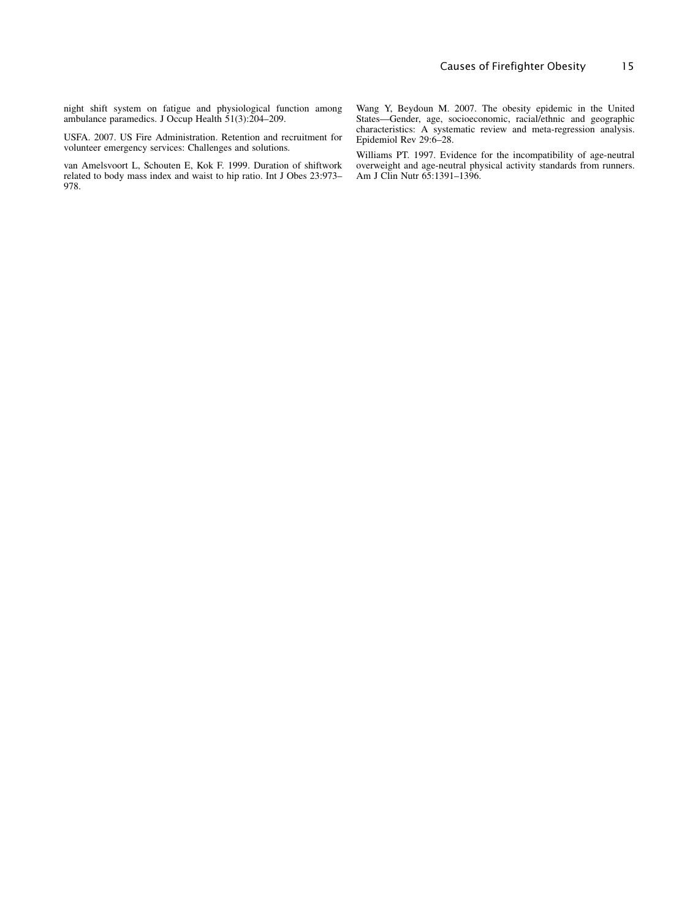night shift system on fatigue and physiological function among ambulance paramedics. J Occup Health 51(3):204–209.

USFA. 2007. US Fire Administration. Retention and recruitment for volunteer emergency services: Challenges and solutions.

van Amelsvoort L, Schouten E, Kok F. 1999. Duration of shiftwork related to body mass index and waist to hip ratio. Int J Obes 23:973–978.

Wang Y, Beydoun M. 2007. The obesity epidemic in the United States—Gender, age, socioeconomic, racial/ethnic and geographic characteristics: A systematic review and meta-regression analysis. Epidemiol Rev 29:6–28.

Williams PT. 1997. Evidence for the incompatibility of age-neutral overweight and age-neutral physical activity standards from runners. Am J Clin Nutr 65:1391–1396.